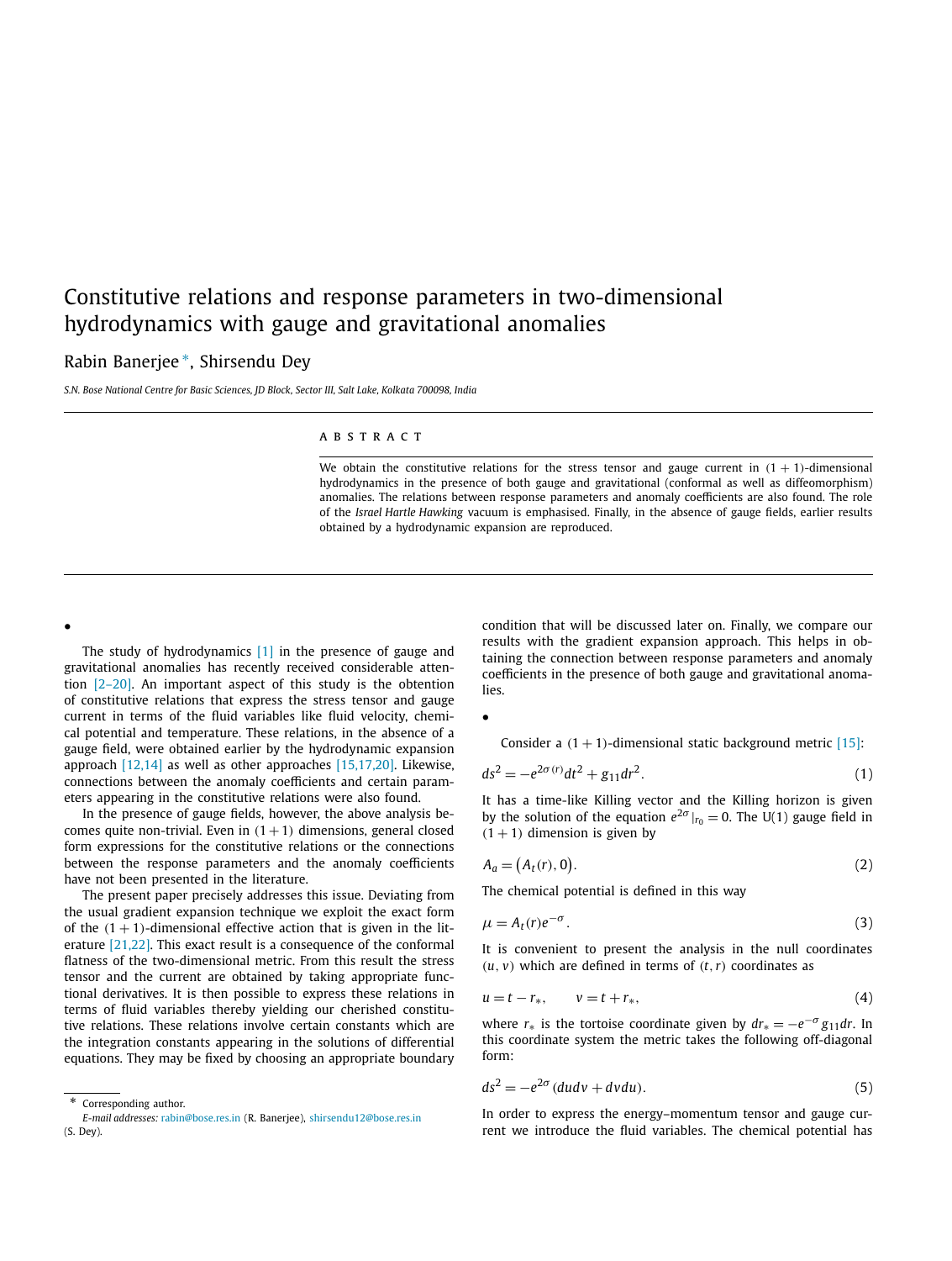# Constitutive relations and response parameters in two-dimensional hydrodynamics with gauge and gravitational anomalies

Rabin Banerjee *, Shirsendu Dey

*S.N. Bose National Centre for Basic Sciences, JD Block, Sector III, Salt Lake, Kolkata 700098, India*

## ABSTRACT

We obtain the constitutive relations for the stress tensor and gauge current in $(1+1)$-dimensional hydrodynamics in the presence of both gauge and gravitational (conformal as well as diffeomorphism) anomalies. The relations between response parameters and anomaly coefficients are also found. The role of the *Israel Hartle Hawking* vacuum is emphasised. Finally, in the absence of gauge fields, earlier results obtained by a hydrodynamic expansion are reproduced.

•

The study of hydrodynamics [1] in the presence of gauge and gravitational anomalies has recently received considerable attention [2–20]. An important aspect of this study is the obtention of constitutive relations that express the stress tensor and gauge current in terms of the fluid variables like fluid velocity, chemical potential and temperature. These relations, in the absence of a gauge field, were obtained earlier by the hydrodynamic expansion approach [12,14] as well as other approaches [15,17,20]. Likewise, connections between the anomaly coefficients and certain parameters appearing in the constitutive relations were also found.

In the presence of gauge fields, however, the above analysis becomes quite non-trivial. Even in $(1+1)$ dimensions, general closed form expressions for the constitutive relations or the connections between the response parameters and the anomaly coefficients have not been presented in the literature.

The present paper precisely addresses this issue. Deviating from the usual gradient expansion technique we exploit the exact form of the $(1+1)$-dimensional effective action that is given in the literature [21,22]. This exact result is a consequence of the conformal flatness of the two-dimensional metric. From this result the stress tensor and the current are obtained by taking appropriate functional derivatives. It is then possible to express these relations in terms of fluid variables thereby yielding our cherished constitutive relations. These relations involve certain constants which are the integration constants appearing in the solutions of differential equations. They may be fixed by choosing an appropriate boundary condition that will be discussed later on. Finally, we compare our results with the gradient expansion approach. This helps in obtaining the connection between response parameters and anomaly coefficients in the presence of both gauge and gravitational anomalies.

•

Consider a $(1+1)$-dimensional static background metric [15]:

$$ds^2 = -e^{2\sigma(r)}dt^2 + g_{11}dr^2. \tag{1}$$

It has a time-like Killing vector and the Killing horizon is given by the solution of the equation $e^{2\sigma}|_{r_0} = 0$. The U(1) gauge field in $(1+1)$ dimension is given by

$$A_a = \big(A_t(r), 0\big). \tag{2}$$

The chemical potential is defined in this way

$$\mu = A_t(r)e^{-\sigma}. \tag{3}$$

It is convenient to present the analysis in the null coordinates $(u, v)$ which are defined in terms of $(t, r)$ coordinates as

$$u = t - r_*, \qquad v = t + r_*, \tag{4}$$

where $r_*$ is the tortoise coordinate given by $dr_* = -e^{-\sigma}g_{11}dr$. In this coordinate system the metric takes the following off-diagonal form:

$$ds^2 = -e^{2\sigma}(dudv + dvdu). \tag{5}$$

In order to express the energy–momentum tensor and gauge current we introduce the fluid variables. The chemical potential has

---

\* Corresponding author.
*E-mail addresses:* rabin@bose.res.in (R. Banerjee), shirsendu12@bose.res.in (S. Dey).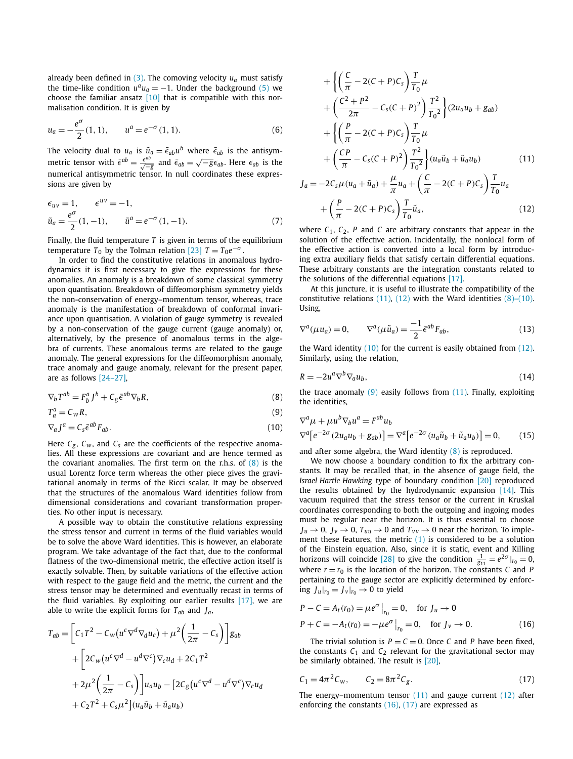already been defined in (3). The comoving velocity $u_a$ must satisfy the time-like condition $u^a u_a = -1$. Under the background (5) we choose the familiar ansatz [10] that is compatible with this normalisation condition. It is given by

$$u_a = -\frac{e^{\sigma}}{2}(1,1), \qquad u^a = e^{-\sigma}(1,1). \tag{6}$$

The velocity dual to $u_a$ is $\tilde{u}_a = \bar{\epsilon}_{ab}u^b$ where $\bar{\epsilon}_{ab}$ is the antisymmetric tensor with $\bar{\epsilon}^{ab} = \frac{\epsilon^{ab}}{\sqrt{-g}}$ and $\bar{\epsilon}_{ab} = \sqrt{-g}\epsilon_{ab}$. Here $\epsilon_{ab}$ is the numerical antisymmetric tensor. In null coordinates these expressions are given by

$$\begin{aligned} &\epsilon_{uv} = 1, \qquad \epsilon^{uv} = -1, \\ &\tilde{u}_a = \frac{e^{\sigma}}{2}(1,-1), \qquad \tilde{u}^a = e^{-\sigma}(1,-1). \end{aligned} \tag{7}$$

Finally, the fluid temperature $T$ is given in terms of the equilibrium temperature $T_0$ by the Tolman relation [23] $T = T_0 e^{-\sigma}$.

In order to find the constitutive relations in anomalous hydrodynamics it is first necessary to give the expressions for these anomalies. An anomaly is a breakdown of some classical symmetry upon quantisation. Breakdown of diffeomorphism symmetry yields the non-conservation of energy–momentum tensor, whereas, trace anomaly is the manifestation of breakdown of conformal invariance upon quantisation. A violation of gauge symmetry is revealed by a non-conservation of the gauge current (gauge anomaly) or, alternatively, by the presence of anomalous terms in the algebra of currents. These anomalous terms are related to the gauge anomaly. The general expressions for the diffeomorphism anomaly, trace anomaly and gauge anomaly, relevant for the present paper, are as follows [24–27],

$$\nabla_b T^{ab} = F^a_b J^b + C_g \bar{\epsilon}^{ab}\nabla_b R, \tag{8}$$

$$T^a_a = C_w R, \tag{9}$$

$$\nabla_a J^a = C_s \bar{\epsilon}^{ab} F_{ab}. \tag{10}$$

Here $C_g$, $C_w$, and $C_s$ are the coefficients of the respective anomalies. All these expressions are covariant and are hence termed as the covariant anomalies. The first term on the r.h.s. of (8) is the usual Lorentz force term whereas the other piece gives the gravitational anomaly in terms of the Ricci scalar. It may be observed that the structures of the anomalous Ward identities follow from dimensional considerations and covariant transformation properties. No other input is necessary.

A possible way to obtain the constitutive relations expressing the stress tensor and current in terms of the fluid variables would be to solve the above Ward identities. This is however, an elaborate program. We take advantage of the fact that, due to the conformal flatness of the two-dimensional metric, the effective action itself is exactly solvable. Then, by suitable variations of the effective action with respect to the gauge field and the metric, the current and the stress tensor may be determined and eventually recast in terms of the fluid variables. By exploiting our earlier results [17], we are able to write the explicit forms for $T_{ab}$ and $J_a$,

$$\begin{aligned}
T_{ab} = {} & \left[C_1 T^2 - C_w\left(u^c\nabla^d\nabla_d u_c\right) + \mu^2\left(\frac{1}{2\pi} - C_s\right)\right]g_{ab} \\
& + \left[2C_w\left(u^c\nabla^d - u^d\nabla^c\right)\nabla_c u_d + 2C_1 T^2 \right. \\
& \left. + 2\mu^2\left(\frac{1}{2\pi} - C_s\right)\right]u_a u_b - \left[2C_g\left(u^c\nabla^d - u^d\nabla^c\right)\nabla_c u_d \right. \\
& \left. + C_2 T^2 + C_s\mu^2\right](u_a\tilde{u}_b + \tilde{u}_a u_b) \\
& + \left\{\left(\frac{C}{\pi} - 2(C+P)C_s\right)\frac{T}{T_0}\mu \right. \\
& \left. + \left(\frac{C^2+P^2}{2\pi} - C_s(C+P)^2\right)\frac{T^2}{{T_0}^2}\right\}(2u_a u_b + g_{ab}) \\
& + \left\{\left(\frac{P}{\pi} - 2(C+P)C_s\right)\frac{T}{T_0}\mu \right. \\
& \left. + \left(\frac{CP}{\pi} - C_s(C+P)^2\right)\frac{T^2}{{T_0}^2}\right\}(u_a\tilde{u}_b + \tilde{u}_a u_b)
\end{aligned} \tag{11}$$

$$\begin{aligned}
J_a = {} & -2C_s\mu(u_a + \tilde{u}_a) + \frac{\mu}{\pi}u_a + \left(\frac{C}{\pi} - 2(C+P)C_s\right)\frac{T}{T_0}u_a \\
& + \left(\frac{P}{\pi} - 2(C+P)C_s\right)\frac{T}{T_0}\tilde{u}_a,
\end{aligned} \tag{12}$$

where $C_1$, $C_2$, $P$ and $C$ are arbitrary constants that appear in the solution of the effective action. Incidentally, the nonlocal form of the effective action is converted into a local form by introducing extra auxiliary fields that satisfy certain differential equations. These arbitrary constants are the integration constants related to the solutions of the differential equations [17].

At this juncture, it is useful to illustrate the compatibility of the constitutive relations (11), (12) with the Ward identities (8)–(10). Using,

$$\nabla^a(\mu u_a) = 0, \qquad \nabla^a(\mu\tilde{u}_a) = \frac{-1}{2}\bar{\epsilon}^{ab}F_{ab}, \tag{13}$$

the Ward identity (10) for the current is easily obtained from (12). Similarly, using the relation,

$$R = -2u^a\nabla^b\nabla_a u_b, \tag{14}$$

the trace anomaly (9) easily follows from (11). Finally, exploiting the identities,

$$\begin{aligned}
&\nabla^a\mu + \mu u^b\nabla_b u^a = F^{ab}u_b \\
&\nabla^a\left[e^{-2\sigma}(2u_a u_b + g_{ab})\right] = \nabla^a\left[e^{-2\sigma}(u_a\tilde{u}_b + \tilde{u}_a u_b)\right] = 0,
\end{aligned} \tag{15}$$

and after some algebra, the Ward identity (8) is reproduced.

We now choose a boundary condition to fix the arbitrary constants. It may be recalled that, in the absence of gauge field, the *Israel Hartle Hawking* type of boundary condition [20] reproduced the results obtained by the hydrodynamic expansion [14]. This vacuum required that the stress tensor or the current in Kruskal coordinates corresponding to both the outgoing and ingoing modes must be regular near the horizon. It is thus essential to choose $J_u \to 0$, $J_v \to 0$, $T_{uu} \to 0$ and $T_{vv} \to 0$ near the horizon. To implement these features, the metric (1) is considered to be a solution of the Einstein equation. Also, since it is static, event and Killing horizons will coincide [28] to give the condition $\frac{1}{g_{11}} = e^{2\sigma}|_{r_0} = 0$, where $r = r_0$ is the location of the horizon. The constants $C$ and $P$ pertaining to the gauge sector are explicitly determined by enforcing $J_u|_{r_0} = J_v|_{r_0} \to 0$ to yield

$$\begin{aligned}
&P - C = A_t(r_0) = \mu e^{\sigma}\Big|_{r_0} = 0, \quad \text{for } J_u \to 0 \\
&P + C = -A_t(r_0) = -\mu e^{\sigma}\Big|_{r_0} = 0, \quad \text{for } J_v \to 0.
\end{aligned} \tag{16}$$

The trivial solution is $P = C = 0$. Once $C$ and $P$ have been fixed, the constants $C_1$ and $C_2$ relevant for the gravitational sector may be similarly obtained. The result is [20],

$$C_1 = 4\pi^2 C_w, \qquad C_2 = 8\pi^2 C_g. \tag{17}$$

The energy–momentum tensor (11) and gauge current (12) after enforcing the constants (16), (17) are expressed as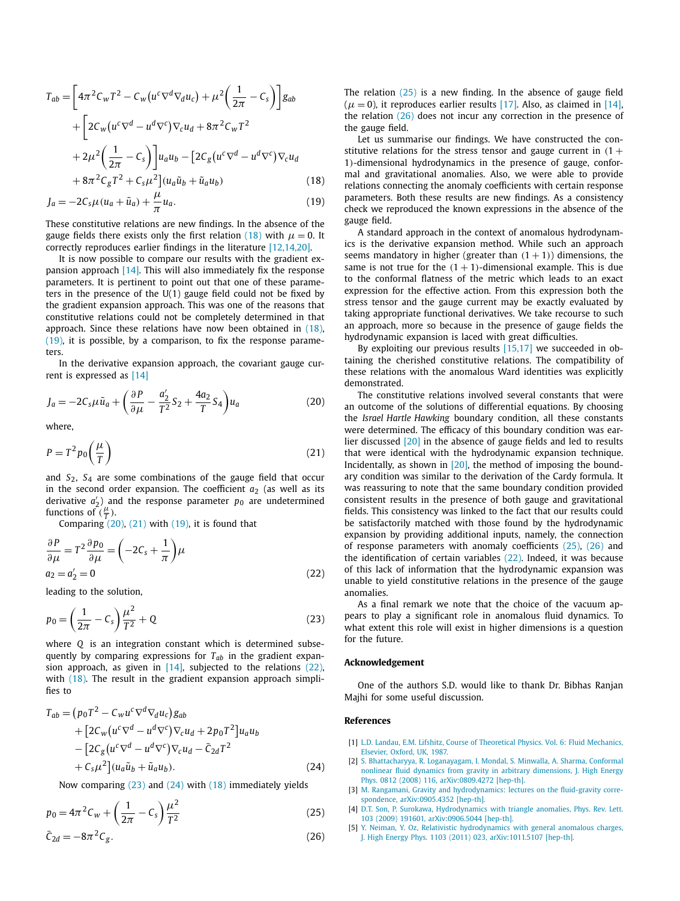$$T_{ab} = \left[4\pi^2 C_w T^2 - C_w\left(u^c \nabla^d \nabla_d u_c\right) + \mu^2\left(\frac{1}{2\pi} - C_s\right)\right] g_{ab}$$
$$+ \left[2C_w\left(u^c \nabla^d - u^d \nabla^c\right)\nabla_c u_d + 8\pi^2 C_w T^2 + 2\mu^2\left(\frac{1}{2\pi} - C_s\right)\right] u_a u_b - \left[2C_g\left(u^c \nabla^d - u^d \nabla^c\right)\nabla_c u_d + 8\pi^2 C_g T^2 + C_s \mu^2\right](u_a \tilde{u}_b + \tilde{u}_a u_b) \tag{18}$$

$$J_a = -2C_s \mu (u_a + \tilde{u}_a) + \frac{\mu}{\pi} u_a. \tag{19}$$

These constitutive relations are new findings. In the absence of the gauge fields there exists only the first relation (18) with $\mu = 0$. It correctly reproduces earlier findings in the literature [12,14,20].

It is now possible to compare our results with the gradient expansion approach [14]. This will also immediately fix the response parameters. It is pertinent to point out that one of these parameters in the presence of the U(1) gauge field could not be fixed by the gradient expansion approach. This was one of the reasons that constitutive relations could not be completely determined in that approach. Since these relations have now been obtained in (18), (19), it is possible, by a comparison, to fix the response parameters.

In the derivative expansion approach, the covariant gauge current is expressed as [14]

$$J_a = -2C_s \mu \tilde{u}_a + \left(\frac{\partial P}{\partial \mu} - \frac{a_2'}{T^2} S_2 + \frac{4a_2}{T} S_4\right) u_a \tag{20}$$

where,

$$P = T^2 p_0\left(\frac{\mu}{T}\right) \tag{21}$$

and $S_2$, $S_4$ are some combinations of the gauge field that occur in the second order expansion. The coefficient $a_2$ (as well as its derivative $a_2'$) and the response parameter $p_0$ are undetermined functions of $(\frac{\mu}{T})$.

Comparing (20), (21) with (19), it is found that

$$\frac{\partial P}{\partial \mu} = T^2 \frac{\partial p_0}{\partial \mu} = \left(-2C_s + \frac{1}{\pi}\right)\mu$$
$$a_2 = a_2' = 0 \tag{22}$$

leading to the solution,

$$p_0 = \left(\frac{1}{2\pi} - C_s\right)\frac{\mu^2}{T^2} + Q \tag{23}$$

where $Q$ is an integration constant which is determined subsequently by comparing expressions for $T_{ab}$ in the gradient expansion approach, as given in [14], subjected to the relations (22), with (18). The result in the gradient expansion approach simplifies to

$$T_{ab} = \left(p_0 T^2 - C_w u^c \nabla^d \nabla_d u_c\right) g_{ab} + \left[2C_w\left(u^c \nabla^d - u^d \nabla^c\right)\nabla_c u_d + 2p_0 T^2\right] u_a u_b - \left[2C_g\left(u^c \nabla^d - u^d \nabla^c\right)\nabla_c u_d - \bar{C}_{2d} T^2 + C_s \mu^2\right](u_a \tilde{u}_b + \tilde{u}_a u_b). \tag{24}$$

Now comparing (23) and (24) with (18) immediately yields

$$p_0 = 4\pi^2 C_w + \left(\frac{1}{2\pi} - C_s\right)\frac{\mu^2}{T^2} \tag{25}$$

$$\bar{C}_{2d} = -8\pi^2 C_g. \tag{26}$$

The relation (25) is a new finding. In the absence of gauge field ($\mu = 0$), it reproduces earlier results [17]. Also, as claimed in [14], the relation (26) does not incur any correction in the presence of the gauge field.

Let us summarise our findings. We have constructed the constitutive relations for the stress tensor and gauge current in $(1+1)$-dimensional hydrodynamics in the presence of gauge, conformal and gravitational anomalies. Also, we were able to provide relations connecting the anomaly coefficients with certain response parameters. Both these results are new findings. As a consistency check we reproduced the known expressions in the absence of the gauge field.

A standard approach in the context of anomalous hydrodynamics is the derivative expansion method. While such an approach seems mandatory in higher (greater than $(1+1)$) dimensions, the same is not true for the $(1+1)$-dimensional example. This is due to the conformal flatness of the metric which leads to an exact expression for the effective action. From this expression both the stress tensor and the gauge current may be exactly evaluated by taking appropriate functional derivatives. We take recourse to such an approach, more so because in the presence of gauge fields the hydrodynamic expansion is laced with great difficulties.

By exploiting our previous results [15,17] we succeeded in obtaining the cherished constitutive relations. The compatibility of these relations with the anomalous Ward identities was explicitly demonstrated.

The constitutive relations involved several constants that were an outcome of the solutions of differential equations. By choosing the *Israel Hartle Hawking* boundary condition, all these constants were determined. The efficacy of this boundary condition was earlier discussed [20] in the absence of gauge fields and led to results that were identical with the hydrodynamic expansion technique. Incidentally, as shown in [20], the method of imposing the boundary condition was similar to the derivation of the Cardy formula. It was reassuring to note that the same boundary condition provided consistent results in the presence of both gauge and gravitational fields. This consistency was linked to the fact that our results could be satisfactorily matched with those found by the hydrodynamic expansion by providing additional inputs, namely, the connection of response parameters with anomaly coefficients (25), (26) and the identification of certain variables (22). Indeed, it was because of this lack of information that the hydrodynamic expansion was unable to yield constitutive relations in the presence of the gauge anomalies.

As a final remark we note that the choice of the vacuum appears to play a significant role in anomalous fluid dynamics. To what extent this role will exist in higher dimensions is a question for the future.

## Acknowledgement

One of the authors S.D. would like to thank Dr. Bibhas Ranjan Majhi for some useful discussion.

## References

[1] L.D. Landau, E.M. Lifshitz, Course of Theoretical Physics. Vol. 6: Fluid Mechanics, Elsevier, Oxford, UK, 1987.

[2] S. Bhattacharyya, R. Loganayagam, I. Mondal, S. Minwalla, A. Sharma, Conformal nonlinear fluid dynamics from gravity in arbitrary dimensions, J. High Energy Phys. 0812 (2008) 116, arXiv:0809.4272 [hep-th].

[3] M. Rangamani, Gravity and hydrodynamics: lectures on the fluid-gravity correspondence, arXiv:0905.4352 [hep-th].

[4] D.T. Son, P. Surokawa, Hydrodynamics with triangle anomalies, Phys. Rev. Lett. 103 (2009) 191601, arXiv:0906.5044 [hep-th].

[5] Y. Neiman, Y. Oz, Relativistic hydrodynamics with general anomalous charges, J. High Energy Phys. 1103 (2011) 023, arXiv:1011.5107 [hep-th].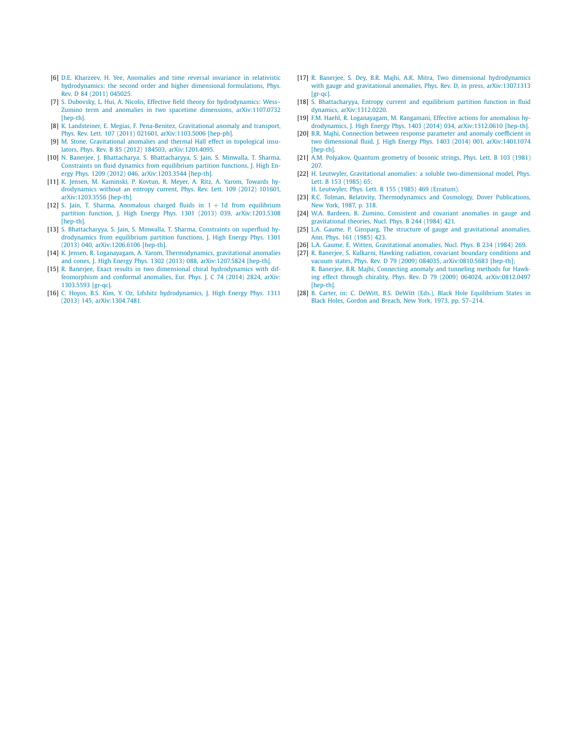[6] D.E. Kharzeev, H. Yee, Anomalies and time reversal invariance in relativistic hydrodynamics: the second order and higher dimensional formulations, Phys. Rev. D 84 (2011) 045025.

[7] S. Dubovsky, L. Hui, A. Nicolis, Effective field theory for hydrodynamics: Wess–Zumino term and anomalies in two spacetime dimensions, arXiv:1107.0732 [hep-th].

[8] K. Landsteiner, E. Megias, F. Pena-Benitez, Gravitational anomaly and transport, Phys. Rev. Lett. 107 (2011) 021601, arXiv:1103.5006 [hep-ph].

[9] M. Stone, Gravitational anomalies and thermal Hall effect in topological insulators, Phys. Rev. B 85 (2012) 184503, arXiv:1201.4095.

[10] N. Banerjee, J. Bhattacharya, S. Bhattacharyya, S. Jain, S. Minwalla, T. Sharma, Constraints on fluid dynamics from equilibrium partition functions, J. High Energy Phys. 1209 (2012) 046, arXiv:1203.3544 [hep-th].

[11] K. Jensen, M. Kaminski, P. Kovtun, R. Meyer, A. Ritz, A. Yarom, Towards hydrodynamics without an entropy current, Phys. Rev. Lett. 109 (2012) 101601, arXiv:1203.3556 [hep-th].

[12] S. Jain, T. Sharma, Anomalous charged fluids in $1+1$d from equilibrium partition function, J. High Energy Phys. 1301 (2013) 039, arXiv:1203.5308 [hep-th].

[13] S. Bhattacharyya, S. Jain, S. Minwalla, T. Sharma, Constraints on superfluid hydrodynamics from equilibrium partition functions, J. High Energy Phys. 1301 (2013) 040, arXiv:1206.6106 [hep-th].

[14] K. Jensen, R. Loganayagam, A. Yarom, Thermodynamics, gravitational anomalies and cones, J. High Energy Phys. 1302 (2013) 088, arXiv:1207.5824 [hep-th].

[15] R. Banerjee, Exact results in two dimensional chiral hydrodynamics with diffeomorphism and conformal anomalies, Eur. Phys. J. C 74 (2014) 2824, arXiv:1303.5593 [gr-qc].

[16] C. Hoyos, B.S. Kim, Y. Oz, Lifshitz hydrodynamics, J. High Energy Phys. 1311 (2013) 145, arXiv:1304.7481.

[17] R. Banerjee, S. Dey, B.R. Majhi, A.K. Mitra, Two dimensional hydrodynamics with gauge and gravitational anomalies, Phys. Rev. D, in press, arXiv:1307.1313 [gr-qc].

[18] S. Bhattacharyya, Entropy current and equilibrium partition function in fluid dynamics, arXiv:1312.0220.

[19] F.M. Haehl, R. Loganayagam, M. Rangamani, Effective actions for anomalous hydrodynamics, J. High Energy Phys. 1403 (2014) 034, arXiv:1312.0610 [hep-th].

[20] B.R. Majhi, Connection between response parameter and anomaly coefficient in two dimensional fluid, J. High Energy Phys. 1403 (2014) 001, arXiv:1401.1074 [hep-th].

[21] A.M. Polyakov, Quantum geometry of bosonic strings, Phys. Lett. B 103 (1981) 207.

[22] H. Leutwyler, Gravitational anomalies: a soluble two-dimensional model, Phys. Lett. B 153 (1985) 65;
H. Leutwyler, Phys. Lett. B 155 (1985) 469 (Erratum).

[23] R.C. Tolman, Relativity, Thermodynamics and Cosmology, Dover Publications, New York, 1987, p. 318.

[24] W.A. Bardeen, B. Zumino, Consistent and covariant anomalies in gauge and gravitational theories, Nucl. Phys. B 244 (1984) 421.

[25] L.A. Gaume, P. Ginsparg, The structure of gauge and gravitational anomalies, Ann. Phys. 161 (1985) 423.

[26] L.A. Gaume, E. Witten, Gravitational anomalies, Nucl. Phys. B 234 (1984) 269.

[27] R. Banerjee, S. Kulkarni, Hawking radiation, covariant boundary conditions and vacuum states, Phys. Rev. D 79 (2009) 084035, arXiv:0810.5683 [hep-th];
R. Banerjee, B.R. Majhi, Connecting anomaly and tunneling methods for Hawking effect through chirality, Phys. Rev. D 79 (2009) 064024, arXiv:0812.0497 [hep-th].

[28] B. Carter, in: C. DeWitt, B.S. DeWitt (Eds.), Black Hole Equilibrium States in Black Holes, Gordon and Breach, New York, 1973, pp. 57–214.